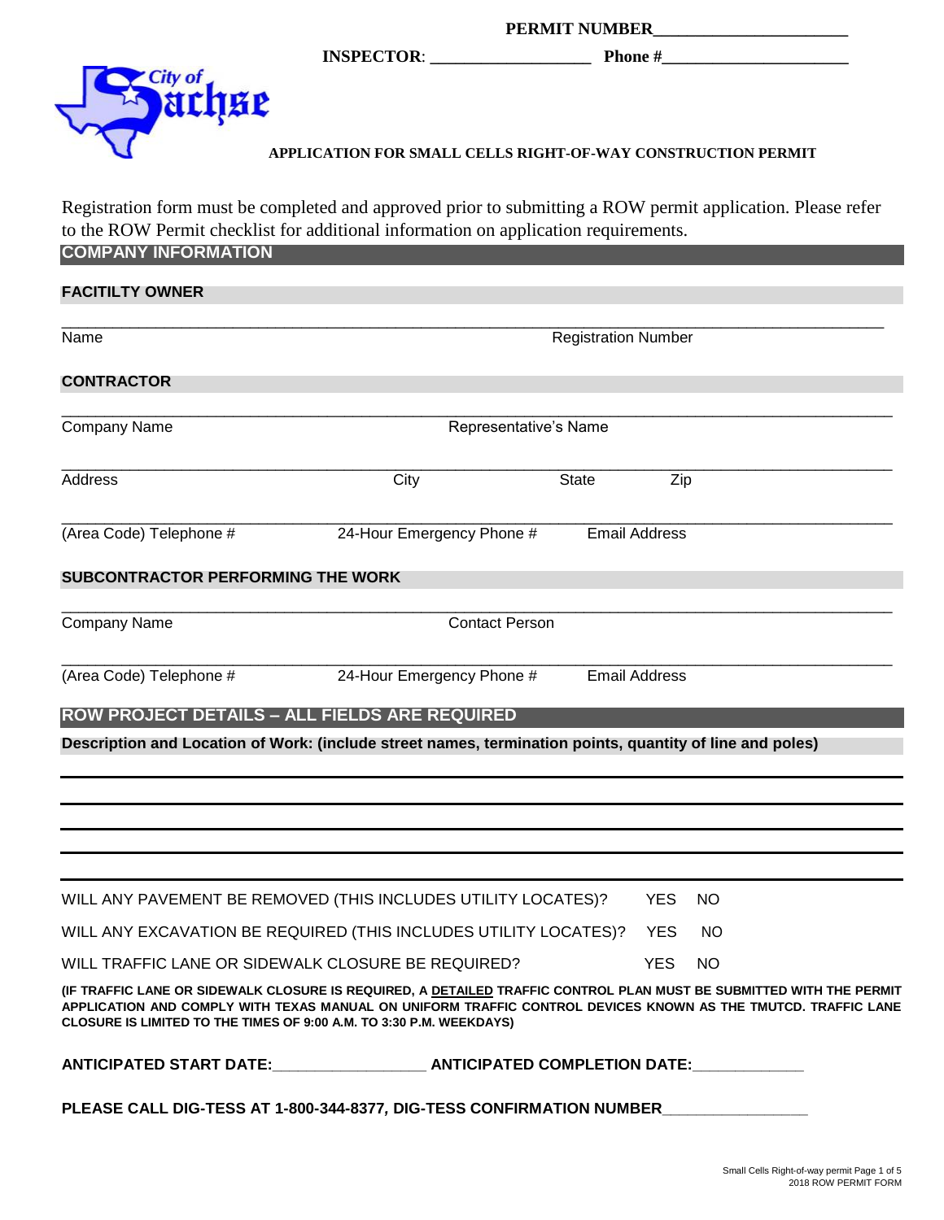**PERMIT NUMBER\_\_\_\_\_\_\_\_\_\_\_\_\_\_\_\_\_\_\_\_\_\_\_\_**

**INSPECTOR**: \_\_\_\_\_\_\_\_\_\_\_\_\_\_\_\_\_\_\_\_ **Phone #**\_\_\_\_\_\_\_\_\_\_\_\_\_\_\_\_\_\_\_\_\_\_\_\_

City of Sachse

**APPLICATION FOR SMALL CELLS RIGHT-OF-WAY CONSTRUCTION PERMIT**

Registration form must be completed and approved prior to submitting a ROW permit application. Please refer to the ROW Permit checklist for additional information on application requirements.

## COMPANY INFORMATION

### FACITILTY OWNER

\_\_\_\_\_\_\_\_\_\_\_\_\_\_\_\_\_\_\_\_\_\_\_\_\_\_\_\_\_\_\_\_\_\_\_\_\_\_\_\_\_\_\_\_\_\_\_\_\_\_\_\_\_\_\_\_\_\_\_\_\_\_\_\_\_\_\_\_\_\_\_\_\_\_\_\_

Name                                                    Registration Number

### CONTRACTOR

\_\_\_\_\_\_\_\_\_\_\_\_\_\_\_\_\_\_\_\_\_\_\_\_\_\_\_\_\_\_\_\_\_\_\_\_\_\_\_\_\_\_\_\_\_\_\_\_\_\_\_\_\_\_\_\_\_\_\_\_\_\_\_\_\_\_\_\_\_\_\_\_\_\_\_\_

Company Name                                    Representative's Name

\_\_\_\_\_\_\_\_\_\_\_\_\_\_\_\_\_\_\_\_\_\_\_\_\_\_\_\_\_\_\_\_\_\_\_\_\_\_\_\_\_\_\_\_\_\_\_\_\_\_\_\_\_\_\_\_\_\_\_\_\_\_\_\_\_\_\_\_\_\_\_\_\_\_\_\_

Address                    City                    State            Zip

\_\_\_\_\_\_\_\_\_\_\_\_\_\_\_\_\_\_\_\_\_\_\_\_\_\_\_\_\_\_\_\_\_\_\_\_\_\_\_\_\_\_\_\_\_\_\_\_\_\_\_\_\_\_\_\_\_\_\_\_\_\_\_\_\_\_\_\_\_\_\_\_\_\_\_\_

(Area Code) Telephone #          24-Hour Emergency Phone #          Email Address

### SUBCONTRACTOR PERFORMING THE WORK

\_\_\_\_\_\_\_\_\_\_\_\_\_\_\_\_\_\_\_\_\_\_\_\_\_\_\_\_\_\_\_\_\_\_\_\_\_\_\_\_\_\_\_\_\_\_\_\_\_\_\_\_\_\_\_\_\_\_\_\_\_\_\_\_\_\_\_\_\_\_\_\_\_\_\_\_

Company Name                                    Contact Person

\_\_\_\_\_\_\_\_\_\_\_\_\_\_\_\_\_\_\_\_\_\_\_\_\_\_\_\_\_\_\_\_\_\_\_\_\_\_\_\_\_\_\_\_\_\_\_\_\_\_\_\_\_\_\_\_\_\_\_\_\_\_\_\_\_\_\_\_\_\_\_\_\_\_\_\_

(Area Code) Telephone #          24-Hour Emergency Phone #          Email Address

## ROW PROJECT DETAILS – ALL FIELDS ARE REQUIRED

**Description and Location of Work: (include street names, termination points, quantity of line and poles)**

\_\_\_\_\_\_\_\_\_\_\_\_\_\_\_\_\_\_\_\_\_\_\_\_\_\_\_\_\_\_\_\_\_\_\_\_\_\_\_\_\_\_\_\_\_\_\_\_\_\_\_\_\_\_\_\_\_\_\_\_\_\_\_\_\_\_\_\_\_\_\_\_\_\_\_\_

\_\_\_\_\_\_\_\_\_\_\_\_\_\_\_\_\_\_\_\_\_\_\_\_\_\_\_\_\_\_\_\_\_\_\_\_\_\_\_\_\_\_\_\_\_\_\_\_\_\_\_\_\_\_\_\_\_\_\_\_\_\_\_\_\_\_\_\_\_\_\_\_\_\_\_\_

\_\_\_\_\_\_\_\_\_\_\_\_\_\_\_\_\_\_\_\_\_\_\_\_\_\_\_\_\_\_\_\_\_\_\_\_\_\_\_\_\_\_\_\_\_\_\_\_\_\_\_\_\_\_\_\_\_\_\_\_\_\_\_\_\_\_\_\_\_\_\_\_\_\_\_\_

\_\_\_\_\_\_\_\_\_\_\_\_\_\_\_\_\_\_\_\_\_\_\_\_\_\_\_\_\_\_\_\_\_\_\_\_\_\_\_\_\_\_\_\_\_\_\_\_\_\_\_\_\_\_\_\_\_\_\_\_\_\_\_\_\_\_\_\_\_\_\_\_\_\_\_\_

\_\_\_\_\_\_\_\_\_\_\_\_\_\_\_\_\_\_\_\_\_\_\_\_\_\_\_\_\_\_\_\_\_\_\_\_\_\_\_\_\_\_\_\_\_\_\_\_\_\_\_\_\_\_\_\_\_\_\_\_\_\_\_\_\_\_\_\_\_\_\_\_\_\_\_\_

WILL ANY PAVEMENT BE REMOVED (THIS INCLUDES UTILITY LOCATES)?     YES     NO

WILL ANY EXCAVATION BE REQUIRED (THIS INCLUDES UTILITY LOCATES)?     YES     NO

WILL TRAFFIC LANE OR SIDEWALK CLOSURE BE REQUIRED?     YES     NO

**(IF TRAFFIC LANE OR SIDEWALK CLOSURE IS REQUIRED, A DETAILED TRAFFIC CONTROL PLAN MUST BE SUBMITTED WITH THE PERMIT APPLICATION AND COMPLY WITH TEXAS MANUAL ON UNIFORM TRAFFIC CONTROL DEVICES KNOWN AS THE TMUTCD. TRAFFIC LANE CLOSURE IS LIMITED TO THE TIMES OF 9:00 A.M. TO 3:30 P.M. WEEKDAYS)**

**ANTICIPATED START DATE:**\_\_\_\_\_\_\_\_\_\_\_\_\_\_\_\_\_\_\_\_ **ANTICIPATED COMPLETION DATE:**\_\_\_\_\_\_\_\_\_\_\_\_\_\_

**PLEASE CALL DIG-TESS AT 1-800-344-8377, DIG-TESS CONFIRMATION NUMBER**\_\_\_\_\_\_\_\_\_\_\_\_\_\_\_\_\_\_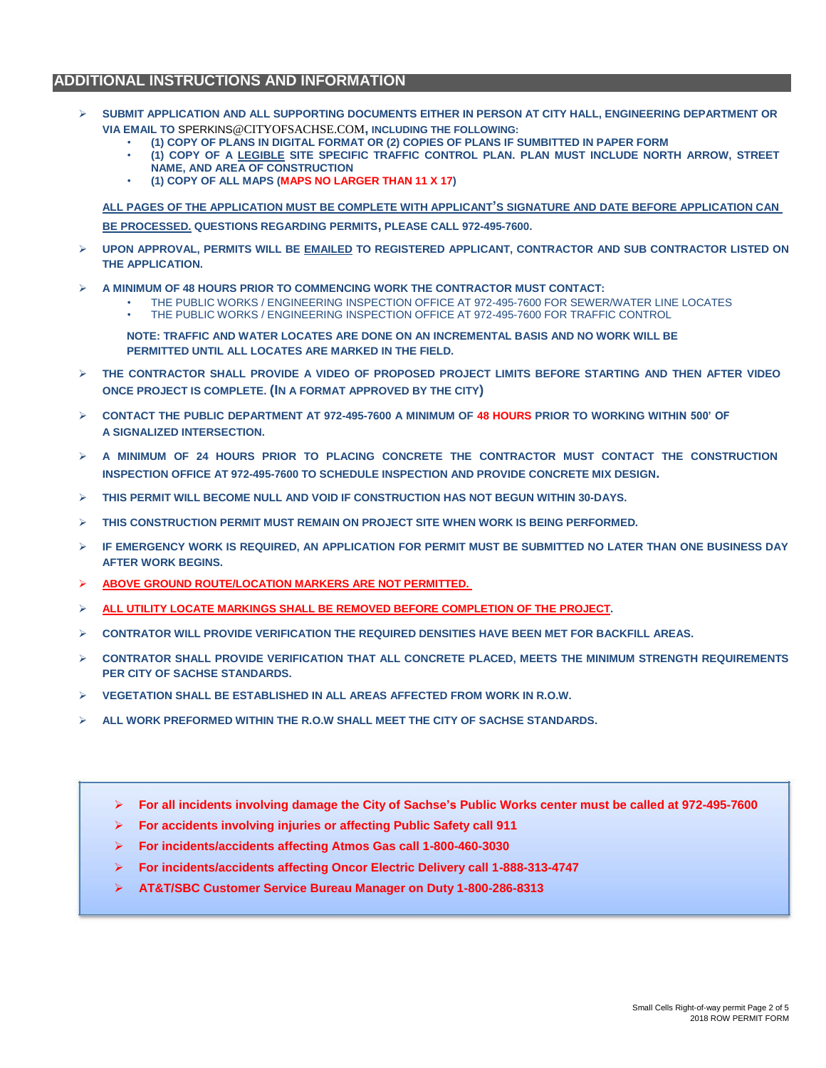## ADDITIONAL INSTRUCTIONS AND INFORMATION

- **SUBMIT APPLICATION AND ALL SUPPORTING DOCUMENTS EITHER IN PERSON AT CITY HALL, ENGINEERING DEPARTMENT OR VIA EMAIL TO** SPERKINS@CITYOFSACHSE.COM**, INCLUDING THE FOLLOWING:**
  - **(1) COPY OF PLANS IN DIGITAL FORMAT OR (2) COPIES OF PLANS IF SUMBITTED IN PAPER FORM**
  - **(1) COPY OF A LEGIBLE SITE SPECIFIC TRAFFIC CONTROL PLAN. PLAN MUST INCLUDE NORTH ARROW, STREET NAME, AND AREA OF CONSTRUCTION**
  - **(1) COPY OF ALL MAPS (MAPS NO LARGER THAN 11 X 17)**

  **ALL PAGES OF THE APPLICATION MUST BE COMPLETE WITH APPLICANT'S SIGNATURE AND DATE BEFORE APPLICATION CAN BE PROCESSED. QUESTIONS REGARDING PERMITS, PLEASE CALL 972-495-7600.**

- **UPON APPROVAL, PERMITS WILL BE EMAILED TO REGISTERED APPLICANT, CONTRACTOR AND SUB CONTRACTOR LISTED ON THE APPLICATION.**

- **A MINIMUM OF 48 HOURS PRIOR TO COMMENCING WORK THE CONTRACTOR MUST CONTACT:**
  - THE PUBLIC WORKS / ENGINEERING INSPECTION OFFICE AT 972-495-7600 FOR SEWER/WATER LINE LOCATES
  - THE PUBLIC WORKS / ENGINEERING INSPECTION OFFICE AT 972-495-7600 FOR TRAFFIC CONTROL

  **NOTE: TRAFFIC AND WATER LOCATES ARE DONE ON AN INCREMENTAL BASIS AND NO WORK WILL BE PERMITTED UNTIL ALL LOCATES ARE MARKED IN THE FIELD.**

- **THE CONTRACTOR SHALL PROVIDE A VIDEO OF PROPOSED PROJECT LIMITS BEFORE STARTING AND THEN AFTER VIDEO ONCE PROJECT IS COMPLETE. (IN A FORMAT APPROVED BY THE CITY)**

- **CONTACT THE PUBLIC DEPARTMENT AT 972-495-7600 A MINIMUM OF 48 HOURS PRIOR TO WORKING WITHIN 500' OF A SIGNALIZED INTERSECTION.**

- **A MINIMUM OF 24 HOURS PRIOR TO PLACING CONCRETE THE CONTRACTOR MUST CONTACT THE CONSTRUCTION INSPECTION OFFICE AT 972-495-7600 TO SCHEDULE INSPECTION AND PROVIDE CONCRETE MIX DESIGN.**

- **THIS PERMIT WILL BECOME NULL AND VOID IF CONSTRUCTION HAS NOT BEGUN WITHIN 30-DAYS.**

- **THIS CONSTRUCTION PERMIT MUST REMAIN ON PROJECT SITE WHEN WORK IS BEING PERFORMED.**

- **IF EMERGENCY WORK IS REQUIRED, AN APPLICATION FOR PERMIT MUST BE SUBMITTED NO LATER THAN ONE BUSINESS DAY AFTER WORK BEGINS.**

- **ABOVE GROUND ROUTE/LOCATION MARKERS ARE NOT PERMITTED.**

- **ALL UTILITY LOCATE MARKINGS SHALL BE REMOVED BEFORE COMPLETION OF THE PROJECT.**

- **CONTRATOR WILL PROVIDE VERIFICATION THE REQUIRED DENSITIES HAVE BEEN MET FOR BACKFILL AREAS.**

- **CONTRATOR SHALL PROVIDE VERIFICATION THAT ALL CONCRETE PLACED, MEETS THE MINIMUM STRENGTH REQUIREMENTS PER CITY OF SACHSE STANDARDS.**

- **VEGETATION SHALL BE ESTABLISHED IN ALL AREAS AFFECTED FROM WORK IN R.O.W.**

- **ALL WORK PREFORMED WITHIN THE R.O.W SHALL MEET THE CITY OF SACHSE STANDARDS.**

---

- **For all incidents involving damage the City of Sachse's Public Works center must be called at 972-495-7600**
- **For accidents involving injuries or affecting Public Safety call 911**
- **For incidents/accidents affecting Atmos Gas call 1-800-460-3030**
- **For incidents/accidents affecting Oncor Electric Delivery call 1-888-313-4747**
- **AT&T/SBC Customer Service Bureau Manager on Duty 1-800-286-8313**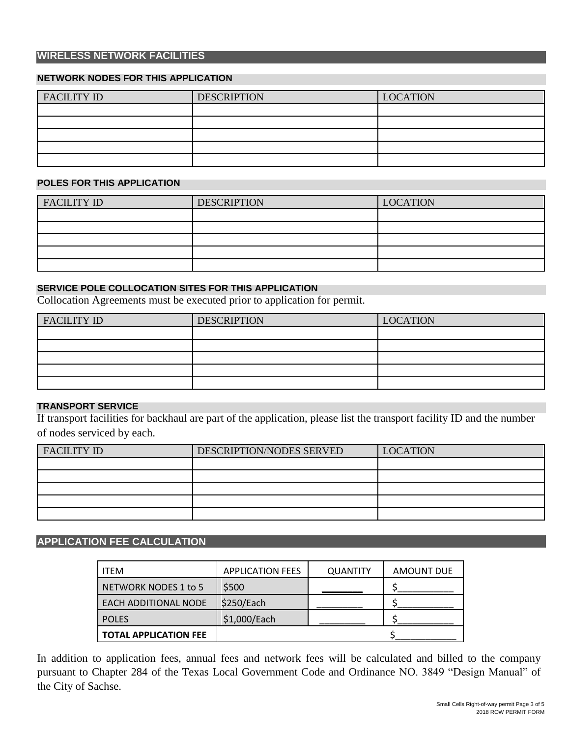## WIRELESS NETWORK FACILITIES

### NETWORK NODES FOR THIS APPLICATION

| FACILITY ID | DESCRIPTION | LOCATION |
|---|---|---|
| | | |
| | | |
| | | |
| | | |
| | | |

### POLES FOR THIS APPLICATION

| FACILITY ID | DESCRIPTION | LOCATION |
|---|---|---|
| | | |
| | | |
| | | |
| | | |
| | | |

### SERVICE POLE COLLOCATION SITES FOR THIS APPLICATION

Collocation Agreements must be executed prior to application for permit.

| FACILITY ID | DESCRIPTION | LOCATION |
|---|---|---|
| | | |
| | | |
| | | |
| | | |
| | | |

### TRANSPORT SERVICE

If transport facilities for backhaul are part of the application, please list the transport facility ID and the number of nodes serviced by each.

| FACILITY ID | DESCRIPTION/NODES SERVED | LOCATION |
|---|---|---|
| | | |
| | | |
| | | |
| | | |
| | | |

## APPLICATION FEE CALCULATION

| ITEM | APPLICATION FEES | QUANTITY | AMOUNT DUE |
|---|---|---|---|
| NETWORK NODES 1 to 5 | $500 | ________ | $___________ |
| EACH ADDITIONAL NODE | $250/Each | _________ | $___________ |
| POLES | $1,000/Each | _________ | $___________ |
| **TOTAL APPLICATION FEE** | | | $___________ |

In addition to application fees, annual fees and network fees will be calculated and billed to the company pursuant to Chapter 284 of the Texas Local Government Code and Ordinance NO. 3849 "Design Manual" of the City of Sachse.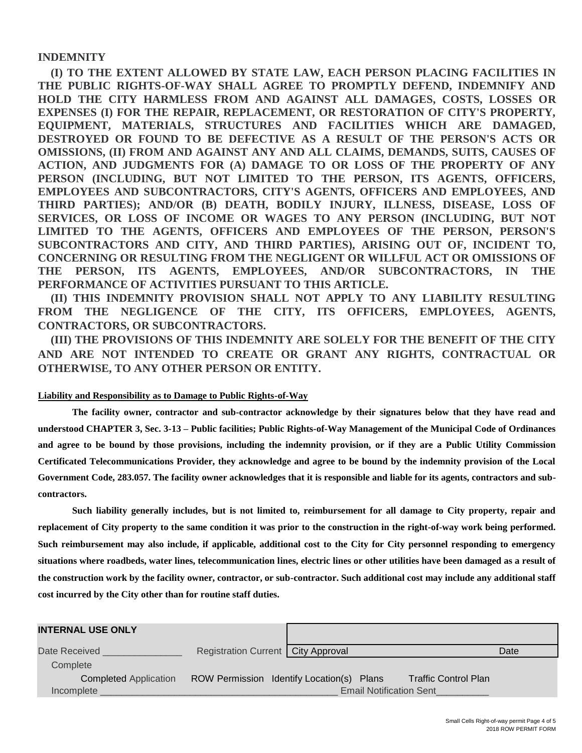## INDEMNITY

**(I) TO THE EXTENT ALLOWED BY STATE LAW, EACH PERSON PLACING FACILITIES IN THE PUBLIC RIGHTS-OF-WAY SHALL AGREE TO PROMPTLY DEFEND, INDEMNIFY AND HOLD THE CITY HARMLESS FROM AND AGAINST ALL DAMAGES, COSTS, LOSSES OR EXPENSES (I) FOR THE REPAIR, REPLACEMENT, OR RESTORATION OF CITY'S PROPERTY, EQUIPMENT, MATERIALS, STRUCTURES AND FACILITIES WHICH ARE DAMAGED, DESTROYED OR FOUND TO BE DEFECTIVE AS A RESULT OF THE PERSON'S ACTS OR OMISSIONS, (II) FROM AND AGAINST ANY AND ALL CLAIMS, DEMANDS, SUITS, CAUSES OF ACTION, AND JUDGMENTS FOR (A) DAMAGE TO OR LOSS OF THE PROPERTY OF ANY PERSON (INCLUDING, BUT NOT LIMITED TO THE PERSON, ITS AGENTS, OFFICERS, EMPLOYEES AND SUBCONTRACTORS, CITY'S AGENTS, OFFICERS AND EMPLOYEES, AND THIRD PARTIES); AND/OR (B) DEATH, BODILY INJURY, ILLNESS, DISEASE, LOSS OF SERVICES, OR LOSS OF INCOME OR WAGES TO ANY PERSON (INCLUDING, BUT NOT LIMITED TO THE AGENTS, OFFICERS AND EMPLOYEES OF THE PERSON, PERSON'S SUBCONTRACTORS AND CITY, AND THIRD PARTIES), ARISING OUT OF, INCIDENT TO, CONCERNING OR RESULTING FROM THE NEGLIGENT OR WILLFUL ACT OR OMISSIONS OF THE PERSON, ITS AGENTS, EMPLOYEES, AND/OR SUBCONTRACTORS, IN THE PERFORMANCE OF ACTIVITIES PURSUANT TO THIS ARTICLE.**

**(II) THIS INDEMNITY PROVISION SHALL NOT APPLY TO ANY LIABILITY RESULTING FROM THE NEGLIGENCE OF THE CITY, ITS OFFICERS, EMPLOYEES, AGENTS, CONTRACTORS, OR SUBCONTRACTORS.**

**(III) THE PROVISIONS OF THIS INDEMNITY ARE SOLELY FOR THE BENEFIT OF THE CITY AND ARE NOT INTENDED TO CREATE OR GRANT ANY RIGHTS, CONTRACTUAL OR OTHERWISE, TO ANY OTHER PERSON OR ENTITY.**

**Liability and Responsibility as to Damage to Public Rights-of-Way**

**The facility owner, contractor and sub-contractor acknowledge by their signatures below that they have read and understood CHAPTER 3, Sec. 3-13 – Public facilities; Public Rights-of-Way Management of the Municipal Code of Ordinances and agree to be bound by those provisions, including the indemnity provision, or if they are a Public Utility Commission Certificated Telecommunications Provider, they acknowledge and agree to be bound by the indemnity provision of the Local Government Code, 283.057. The facility owner acknowledges that it is responsible and liable for its agents, contractors and sub-contractors.**

**Such liability generally includes, but is not limited to, reimbursement for all damage to City property, repair and replacement of City property to the same condition it was prior to the construction in the right-of-way work being performed. Such reimbursement may also include, if applicable, additional cost to the City for City personnel responding to emergency situations where roadbeds, water lines, telecommunication lines, electric lines or other utilities have been damaged as a result of the construction work by the facility owner, contractor, or sub-contractor. Such additional cost may include any additional staff cost incurred by the City other than for routine staff duties.**

**INTERNAL USE ONLY**

Date Received _______________ Registration Current | City Approval | Date

Complete

Completed Application ROW Permission Identify Location(s) Plans Traffic Control Plan

Incomplete ____________________________________________ Email Notification Sent__________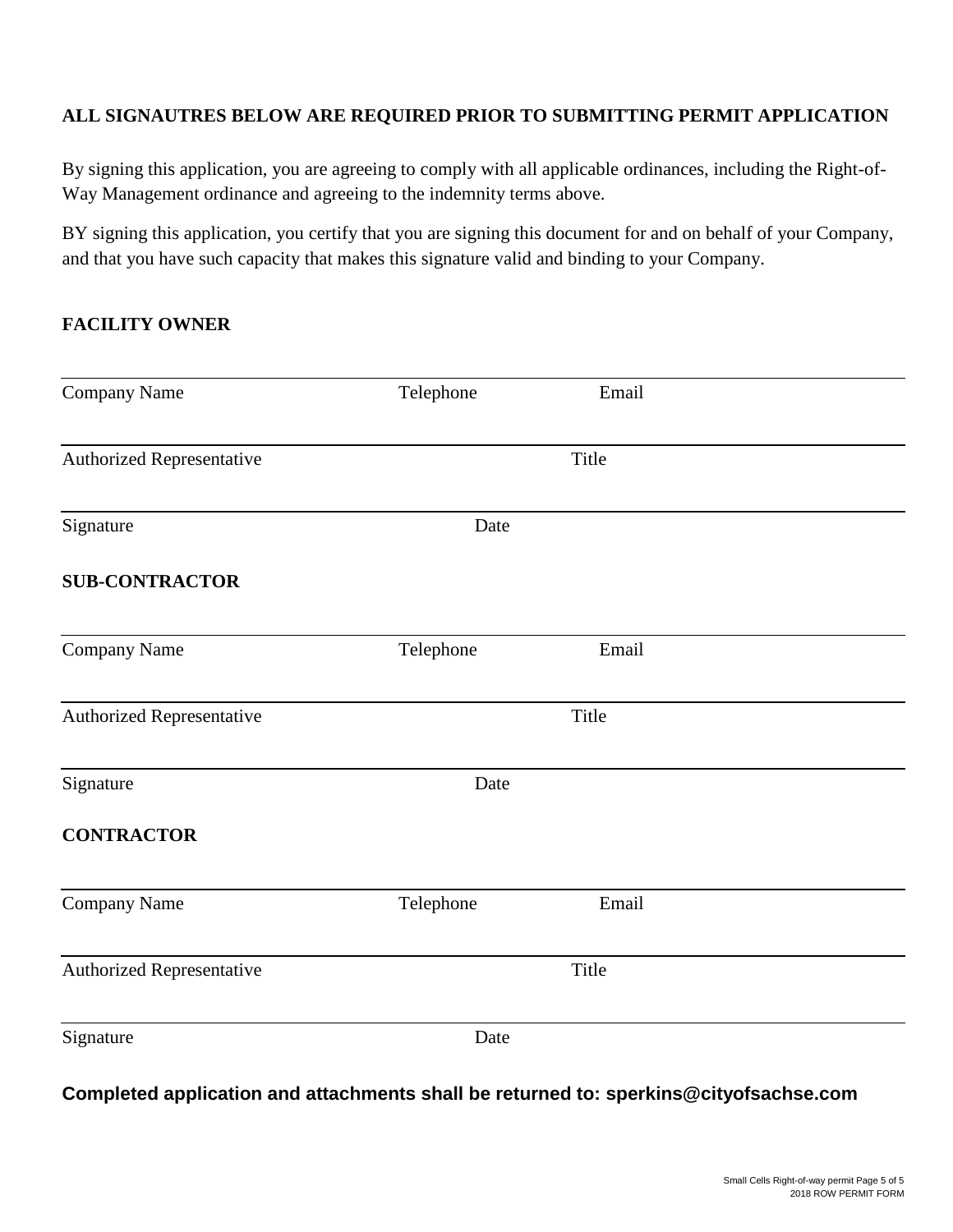**ALL SIGNAUTRES BELOW ARE REQUIRED PRIOR TO SUBMITTING PERMIT APPLICATION**

By signing this application, you are agreeing to comply with all applicable ordinances, including the Right-of-Way Management ordinance and agreeing to the indemnity terms above.

BY signing this application, you certify that you are signing this document for and on behalf of your Company, and that you have such capacity that makes this signature valid and binding to your Company.

**FACILITY OWNER**

Company Name Telephone Email

Authorized Representative Title

Signature Date

**SUB-CONTRACTOR**

Company Name Telephone Email

Authorized Representative Title

Signature Date

**CONTRACTOR**

Company Name Telephone Email

Authorized Representative Title

Signature Date

**Completed application and attachments shall be returned to: sperkins@cityofsachse.com**